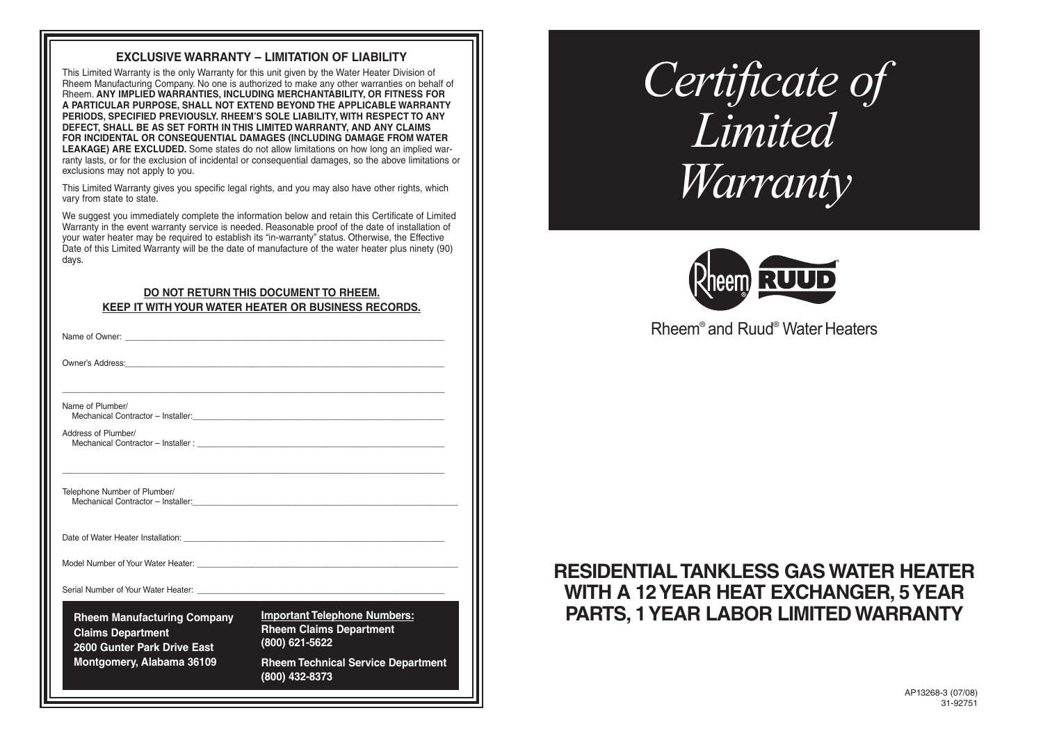## EXCLUSIVE WARRANTY – LIMITATION OF LIABILITY

This Limited Warranty is the only Warranty for this unit given by the Water Heater Division of Rheem Manufacturing Company. No one is authorized to make any other warranties on behalf of Rheem. **ANY IMPLIED WARRANTIES, INCLUDING MERCHANTABILITY, OR FITNESS FOR A PARTICULAR PURPOSE, SHALL NOT EXTEND BEYOND THE APPLICABLE WARRANTY PERIODS, SPECIFIED PREVIOUSLY. RHEEM'S SOLE LIABILITY, WITH RESPECT TO ANY DEFECT, SHALL BE AS SET FORTH IN THIS LIMITED WARRANTY, AND ANY CLAIMS FOR INCIDENTAL OR CONSEQUENTIAL DAMAGES (INCLUDING DAMAGE FROM WATER LEAKAGE) ARE EXCLUDED.** Some states do not allow limitations on how long an implied warranty lasts, or for the exclusion of incidental or consequential damages, so the above limitations or exclusions may not apply to you.

This Limited Warranty gives you specific legal rights, and you may also have other rights, which vary from state to state.

We suggest you immediately complete the information below and retain this Certificate of Limited Warranty in the event warranty service is needed. Reasonable proof of the date of installation of your water heater may be required to establish its "in-warranty" status. Otherwise, the Effective Date of this Limited Warranty will be the date of manufacture of the water heater plus ninety (90) days.

**DO NOT RETURN THIS DOCUMENT TO RHEEM.**
**KEEP IT WITH YOUR WATER HEATER OR BUSINESS RECORDS.**

Name of Owner: \_\_\_\_\_\_\_\_\_\_\_\_\_\_\_\_\_\_\_\_\_\_\_\_\_\_\_\_\_\_\_\_

Owner's Address: \_\_\_\_\_\_\_\_\_\_\_\_\_\_\_\_\_\_\_\_\_\_\_\_\_\_\_\_\_\_\_\_

\_\_\_\_\_\_\_\_\_\_\_\_\_\_\_\_\_\_\_\_\_\_\_\_\_\_\_\_\_\_\_\_

Name of Plumber/
Mechanical Contractor – Installer: \_\_\_\_\_\_\_\_\_\_\_\_\_\_\_\_\_\_\_\_\_\_\_\_\_\_\_\_\_\_\_\_

Address of Plumber/
Mechanical Contractor – Installer : \_\_\_\_\_\_\_\_\_\_\_\_\_\_\_\_\_\_\_\_\_\_\_\_\_\_\_\_\_\_\_\_

\_\_\_\_\_\_\_\_\_\_\_\_\_\_\_\_\_\_\_\_\_\_\_\_\_\_\_\_\_\_\_\_

Telephone Number of Plumber/
Mechanical Contractor – Installer: \_\_\_\_\_\_\_\_\_\_\_\_\_\_\_\_\_\_\_\_\_\_\_\_\_\_\_\_\_\_\_\_

Date of Water Heater Installation: \_\_\_\_\_\_\_\_\_\_\_\_\_\_\_\_\_\_\_\_\_\_\_\_\_\_\_\_\_\_\_\_

Model Number of Your Water Heater: \_\_\_\_\_\_\_\_\_\_\_\_\_\_\_\_\_\_\_\_\_\_\_\_\_\_\_\_\_\_\_\_

Serial Number of Your Water Heater: \_\_\_\_\_\_\_\_\_\_\_\_\_\_\_\_\_\_\_\_\_\_\_\_\_\_\_\_\_\_\_\_

**Rheem Manufacturing Company**
**Claims Department**
**2600 Gunter Park Drive East**
**Montgomery, Alabama 36109**

**Important Telephone Numbers:**
**Rheem Claims Department**
**(800) 621-5622**

**Rheem Technical Service Department**
**(800) 432-8373**

# *Certificate of Limited Warranty*

Rheem® and Ruud® Water Heaters

## RESIDENTIAL TANKLESS GAS WATER HEATER WITH A 12 YEAR HEAT EXCHANGER, 5 YEAR PARTS, 1 YEAR LABOR LIMITED WARRANTY

AP13268-3 (07/08)
31-92751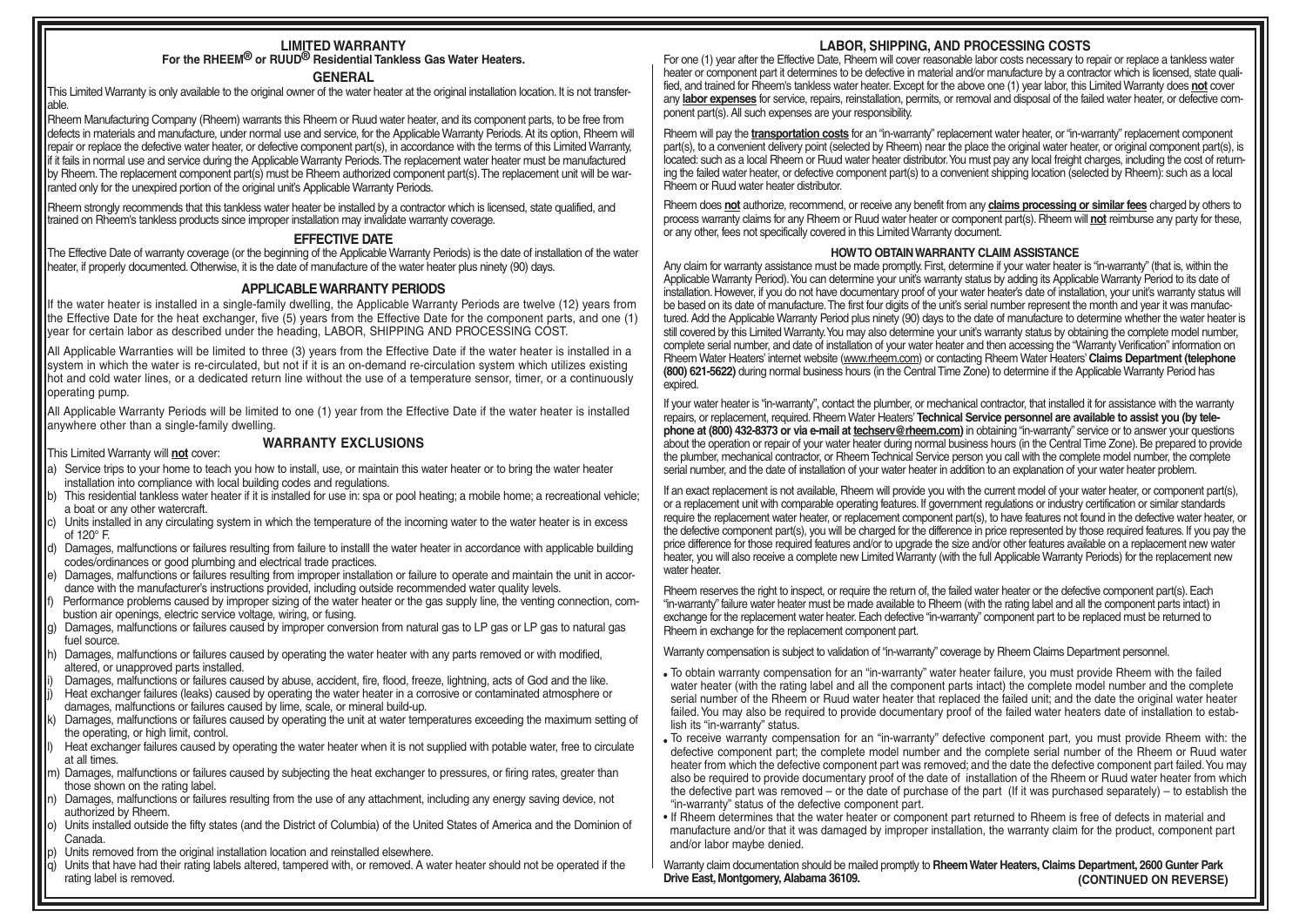# LIMITED WARRANTY

## For the RHEEM® or RUUD® Residential Tankless Gas Water Heaters.

### GENERAL

This Limited Warranty is only available to the original owner of the water heater at the original installation location. It is not transferable.

Rheem Manufacturing Company (Rheem) warrants this Rheem or Ruud water heater, and its component parts, to be free from defects in materials and manufacture, under normal use and service, for the Applicable Warranty Periods. At its option, Rheem will repair or replace the defective water heater, or defective component part(s), in accordance with the terms of this Limited Warranty, if it fails in normal use and service during the Applicable Warranty Periods. The replacement water heater must be manufactured by Rheem. The replacement component part(s) must be Rheem authorized component part(s). The replacement unit will be warranted only for the unexpired portion of the original unit's Applicable Warranty Periods.

Rheem strongly recommends that this tankless water heater be installed by a contractor which is licensed, state qualified, and trained on Rheem's tankless products since improper installation may invalidate warranty coverage.

### EFFECTIVE DATE

The Effective Date of warranty coverage (or the beginning of the Applicable Warranty Periods) is the date of installation of the water heater, if properly documented. Otherwise, it is the date of manufacture of the water heater plus ninety (90) days.

### APPLICABLE WARRANTY PERIODS

If the water heater is installed in a single-family dwelling, the Applicable Warranty Periods are twelve (12) years from the Effective Date for the heat exchanger, five (5) years from the Effective Date for the component parts, and one (1) year for certain labor as described under the heading, LABOR, SHIPPING AND PROCESSING COST.

All Applicable Warranties will be limited to three (3) years from the Effective Date if the water heater is installed in a system in which the water is re-circulated, but not if it is an on-demand re-circulation system which utilizes existing hot and cold water lines, or a dedicated return line without the use of a temperature sensor, timer, or a continuously operating pump.

All Applicable Warranty Periods will be limited to one (1) year from the Effective Date if the water heater is installed anywhere other than a single-family dwelling.

### WARRANTY EXCLUSIONS

This Limited Warranty will **not** cover:

a) Service trips to your home to teach you how to install, use, or maintain this water heater or to bring the water heater installation into compliance with local building codes and regulations.
b) This residential tankless water heater if it is installed for use in: spa or pool heating; a mobile home; a recreational vehicle; a boat or any other watercraft.
c) Units installed in any circulating system in which the temperature of the incoming water to the water heater is in excess of 120° F.
d) Damages, malfunctions or failures resulting from failure to installl the water heater in accordance with applicable building codes/ordinances or good plumbing and electrical trade practices.
e) Damages, malfunctions or failures resulting from improper installation or failure to operate and maintain the unit in accordance with the manufacturer's instructions provided, including outside recommended water quality levels.
f) Performance problems caused by improper sizing of the water heater or the gas supply line, the venting connection, combustion air openings, electric service voltage, wiring, or fusing.
g) Damages, malfunctions or failures caused by improper conversion from natural gas to LP gas or LP gas to natural gas fuel source.
h) Damages, malfunctions or failures caused by operating the water heater with any parts removed or with modified, altered, or unapproved parts installed.
i) Damages, malfunctions or failures caused by abuse, accident, fire, flood, freeze, lightning, acts of God and the like.
j) Heat exchanger failures (leaks) caused by operating the water heater in a corrosive or contaminated atmosphere or damages, malfunctions or failures caused by lime, scale, or mineral build-up.
k) Damages, malfunctions or failures caused by operating the unit at water temperatures exceeding the maximum setting of the operating, or high limit, control.
l) Heat exchanger failures caused by operating the water heater when it is not supplied with potable water, free to circulate at all times.
m) Damages, malfunctions or failures caused by subjecting the heat exchanger to pressures, or firing rates, greater than those shown on the rating label.
n) Damages, malfunctions or failures resulting from the use of any attachment, including any energy saving device, not authorized by Rheem.
o) Units installed outside the fifty states (and the District of Columbia) of the United States of America and the Dominion of Canada.
p) Units removed from the original installation location and reinstalled elsewhere.
q) Units that have had their rating labels altered, tampered with, or removed. A water heater should not be operated if the rating label is removed.

### LABOR, SHIPPING, AND PROCESSING COSTS

For one (1) year after the Effective Date, Rheem will cover reasonable labor costs necessary to repair or replace a tankless water heater or component part it determines to be defective in material and/or manufacture by a contractor which is licensed, state qualified, and trained for Rheem's tankless water heater. Except for the above one (1) year labor, this Limited Warranty does **not** cover any **labor expenses** for service, repairs, reinstallation, permits, or removal and disposal of the failed water heater, or defective component part(s). All such expenses are your responsibility.

Rheem will pay the **transportation costs** for an "in-warranty" replacement water heater, or "in-warranty" replacement component part(s), to a convenient delivery point (selected by Rheem) near the place the original water heater, or original component part(s), is located: such as a local Rheem or Ruud water heater distributor. You must pay any local freight charges, including the cost of returning the failed water heater, or defective component part(s) to a convenient shipping location (selected by Rheem): such as a local Rheem or Ruud water heater distributor.

Rheem does **not** authorize, recommend, or receive any benefit from any **claims processing or similar fees** charged by others to process warranty claims for any Rheem or Ruud water heater or component part(s). Rheem will **not** reimburse any party for these, or any other, fees not specifically covered in this Limited Warranty document.

#### HOW TO OBTAIN WARRANTY CLAIM ASSISTANCE

Any claim for warranty assistance must be made promptly. First, determine if your water heater is "in-warranty" (that is, within the Applicable Warranty Period). You can determine your unit's warranty status by adding its Applicable Warranty Period to its date of installation. However, if you do not have documentary proof of your water heater's date of installation, your unit's warranty status will be based on its date of manufacture. The first four digits of the unit's serial number represent the month and year it was manufactured. Add the Applicable Warranty Period plus ninety (90) days to the date of manufacture to determine whether the water heater is still covered by this Limited Warranty. You may also determine your unit's warranty status by obtaining the complete model number, complete serial number, and date of installation of your water heater and then accessing the "Warranty Verification" information on Rheem Water Heaters' internet website (www.rheem.com) or contacting Rheem Water Heaters' **Claims Department (telephone (800) 621-5622)** during normal business hours (in the Central Time Zone) to determine if the Applicable Warranty Period has expired.

If your water heater is "in-warranty", contact the plumber, or mechanical contractor, that installed it for assistance with the warranty repairs, or replacement, required. Rheem Water Heaters' **Technical Service personnel are available to assist you (by telephone at (800) 432-8373 or via e-mail at techserv@rheem.com)** in obtaining "in-warranty" service or to answer your questions about the operation or repair of your water heater during normal business hours (in the Central Time Zone). Be prepared to provide the plumber, mechanical contractor, or Rheem Technical Service person you call with the complete model number, the complete serial number, and the date of installation of your water heater in addition to an explanation of your water heater problem.

If an exact replacement is not available, Rheem will provide you with the current model of your water heater, or component part(s), or a replacement unit with comparable operating features. If government regulations or industry certification or similar standards require the replacement water heater, or replacement component part(s), to have features not found in the defective water heater, or the defective component part(s), you will be charged for the difference in price represented by those required features. If you pay the price difference for those required features and/or to upgrade the size and/or other features available on a replacement new water heater, you will also receive a complete new Limited Warranty (with the full Applicable Warranty Periods) for the replacement new water heater.

Rheem reserves the right to inspect, or require the return of, the failed water heater or the defective component part(s). Each "in-warranty" failure water heater must be made available to Rheem (with the rating label and all the component parts intact) in exchange for the replacement water heater. Each defective "in-warranty" component part to be replaced must be returned to Rheem in exchange for the replacement component part.

Warranty compensation is subject to validation of "in-warranty" coverage by Rheem Claims Department personnel.

- To obtain warranty compensation for an "in-warranty" water heater failure, you must provide Rheem with the failed water heater (with the rating label and all the component parts intact) the complete model number and the complete serial number of the Rheem or Ruud water heater that replaced the failed unit; and the date the original water heater failed. You may also be required to provide documentary proof of the failed water heaters date of installation to establish its "in-warranty" status.
- To receive warranty compensation for an "in-warranty" defective component part, you must provide Rheem with: the defective component part; the complete model number and the complete serial number of the Rheem or Ruud water heater from which the defective component part was removed; and the date the defective component part failed. You may also be required to provide documentary proof of the date of installation of the Rheem or Ruud water heater from which the defective part was removed – or the date of purchase of the part (If it was purchased separately) – to establish the "in-warranty" status of the defective component part.
- If Rheem determines that the water heater or component part returned to Rheem is free of defects in material and manufacture and/or that it was damaged by improper installation, the warranty claim for the product, component part and/or labor maybe denied.

Warranty claim documentation should be mailed promptly to **Rheem Water Heaters, Claims Department, 2600 Gunter Park Drive East, Montgomery, Alabama 36109.**

**(CONTINUED ON REVERSE)**